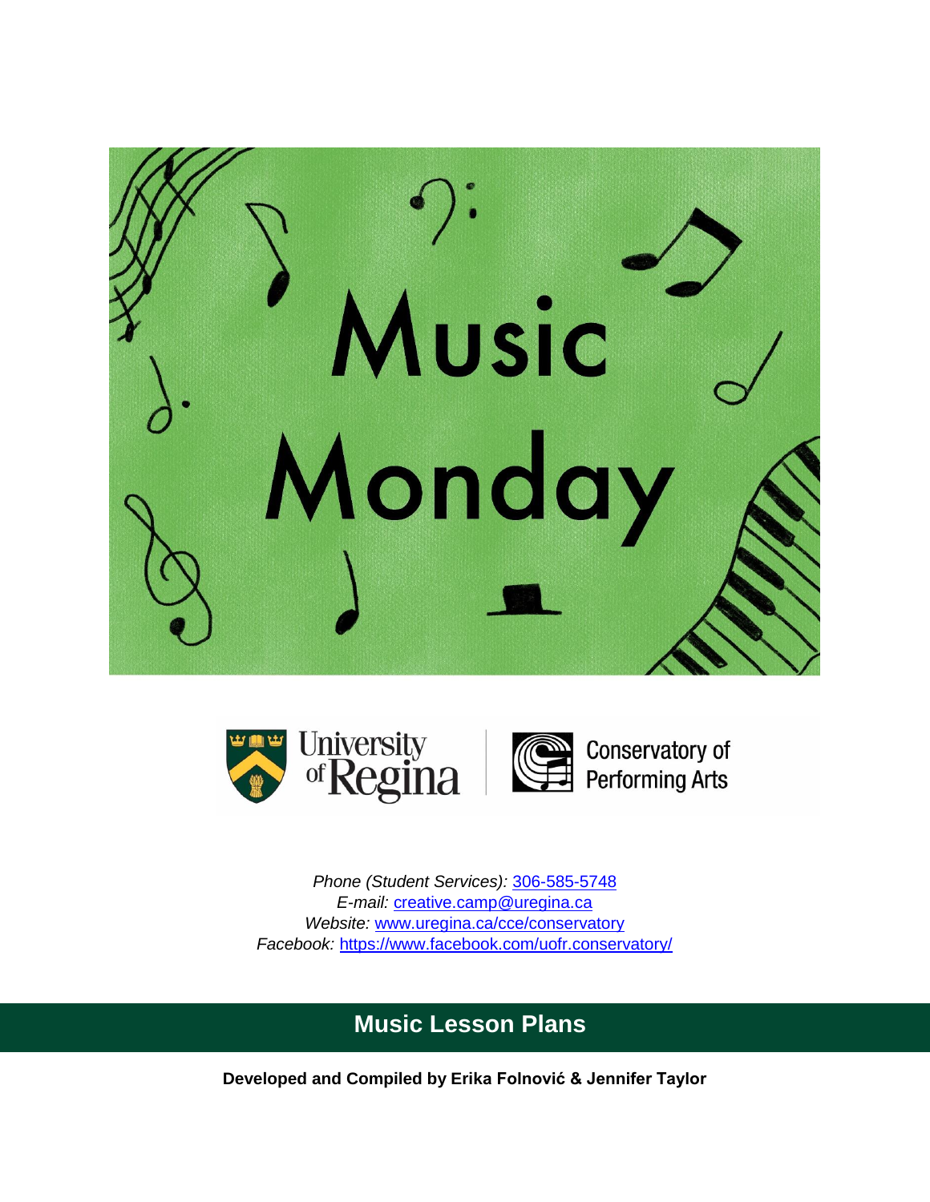# Music Monday

University of Regina | Conservatory of Performing Arts

*Phone (Student Services):* 306-585-5748
*E-mail:* creative.camp@uregina.ca
*Website:* www.uregina.ca/cce/conservatory
*Facebook:* https://www.facebook.com/uofr.conservatory/

## Music Lesson Plans

**Developed and Compiled by Erika Folnović & Jennifer Taylor**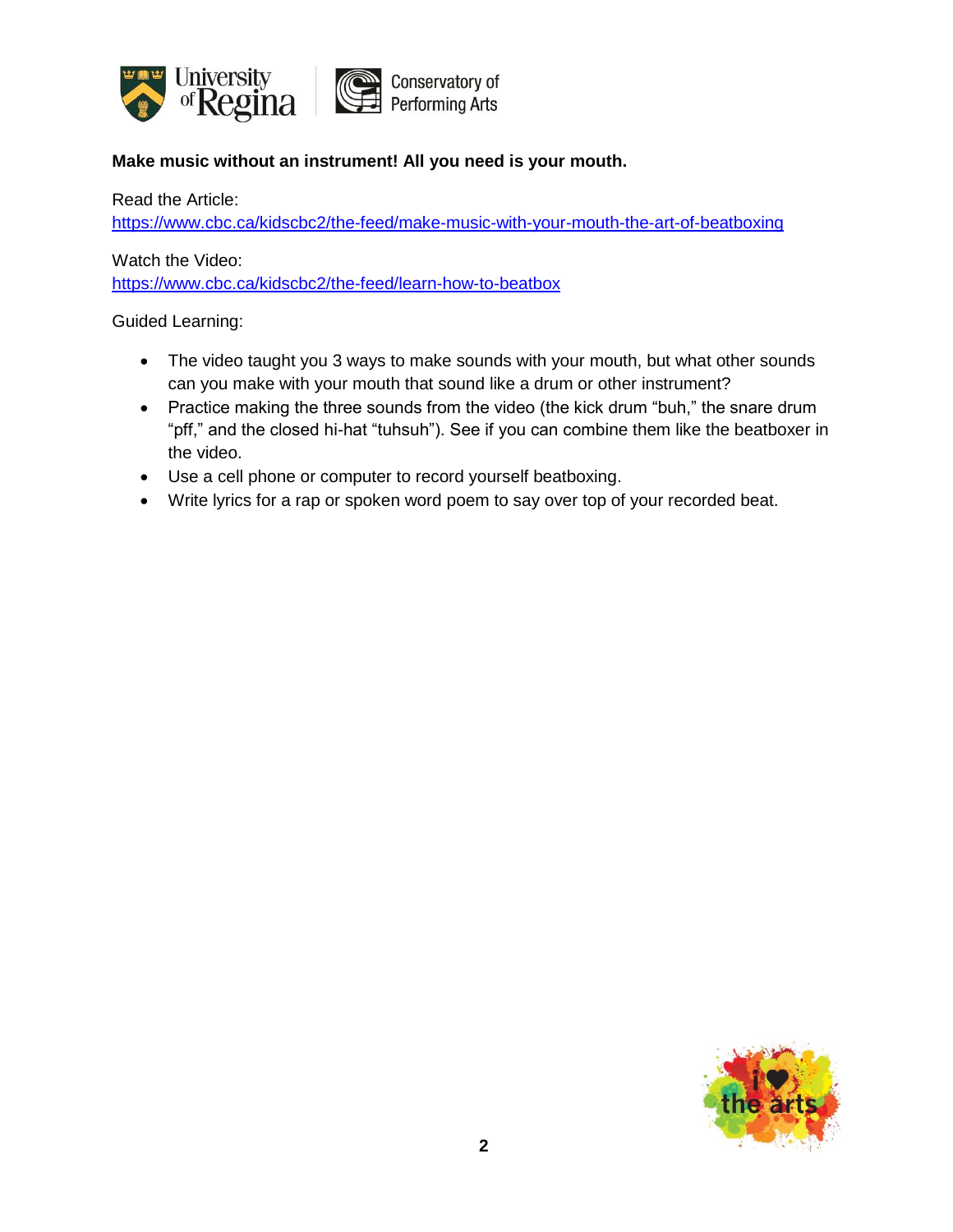**Make music without an instrument! All you need is your mouth.**

Read the Article:
https://www.cbc.ca/kidscbc2/the-feed/make-music-with-your-mouth-the-art-of-beatboxing

Watch the Video:
https://www.cbc.ca/kidscbc2/the-feed/learn-how-to-beatbox

Guided Learning:

- The video taught you 3 ways to make sounds with your mouth, but what other sounds can you make with your mouth that sound like a drum or other instrument?
- Practice making the three sounds from the video (the kick drum "buh," the snare drum "pff," and the closed hi-hat "tuhsuh"). See if you can combine them like the beatboxer in the video.
- Use a cell phone or computer to record yourself beatboxing.
- Write lyrics for a rap or spoken word poem to say over top of your recorded beat.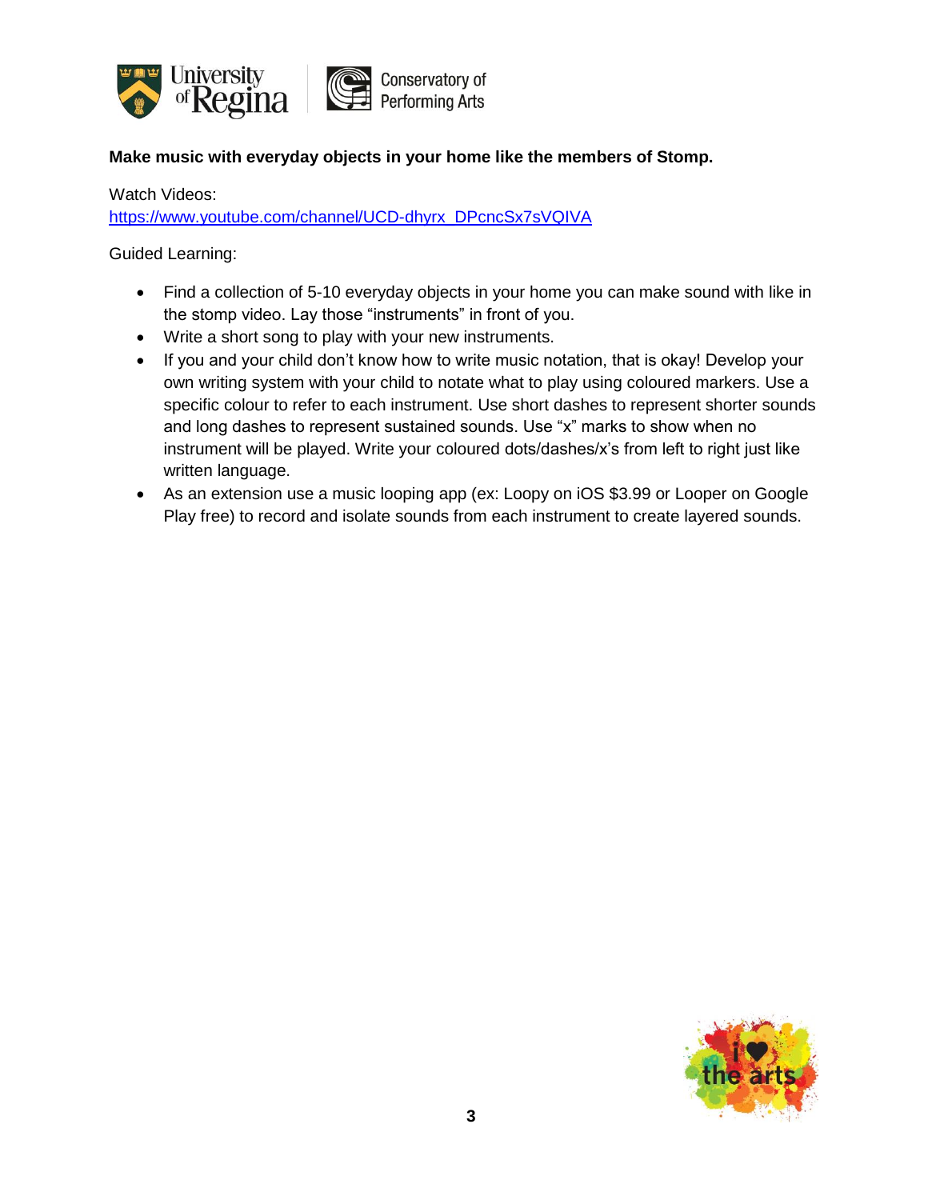**Make music with everyday objects in your home like the members of Stomp.**

Watch Videos:
https://www.youtube.com/channel/UCD-dhyrx_DPcncSx7sVQIVA

Guided Learning:

- Find a collection of 5-10 everyday objects in your home you can make sound with like in the stomp video. Lay those “instruments” in front of you.
- Write a short song to play with your new instruments.
- If you and your child don’t know how to write music notation, that is okay! Develop your own writing system with your child to notate what to play using coloured markers. Use a specific colour to refer to each instrument. Use short dashes to represent shorter sounds and long dashes to represent sustained sounds. Use “x” marks to show when no instrument will be played. Write your coloured dots/dashes/x’s from left to right just like written language.
- As an extension use a music looping app (ex: Loopy on iOS $3.99 or Looper on Google Play free) to record and isolate sounds from each instrument to create layered sounds.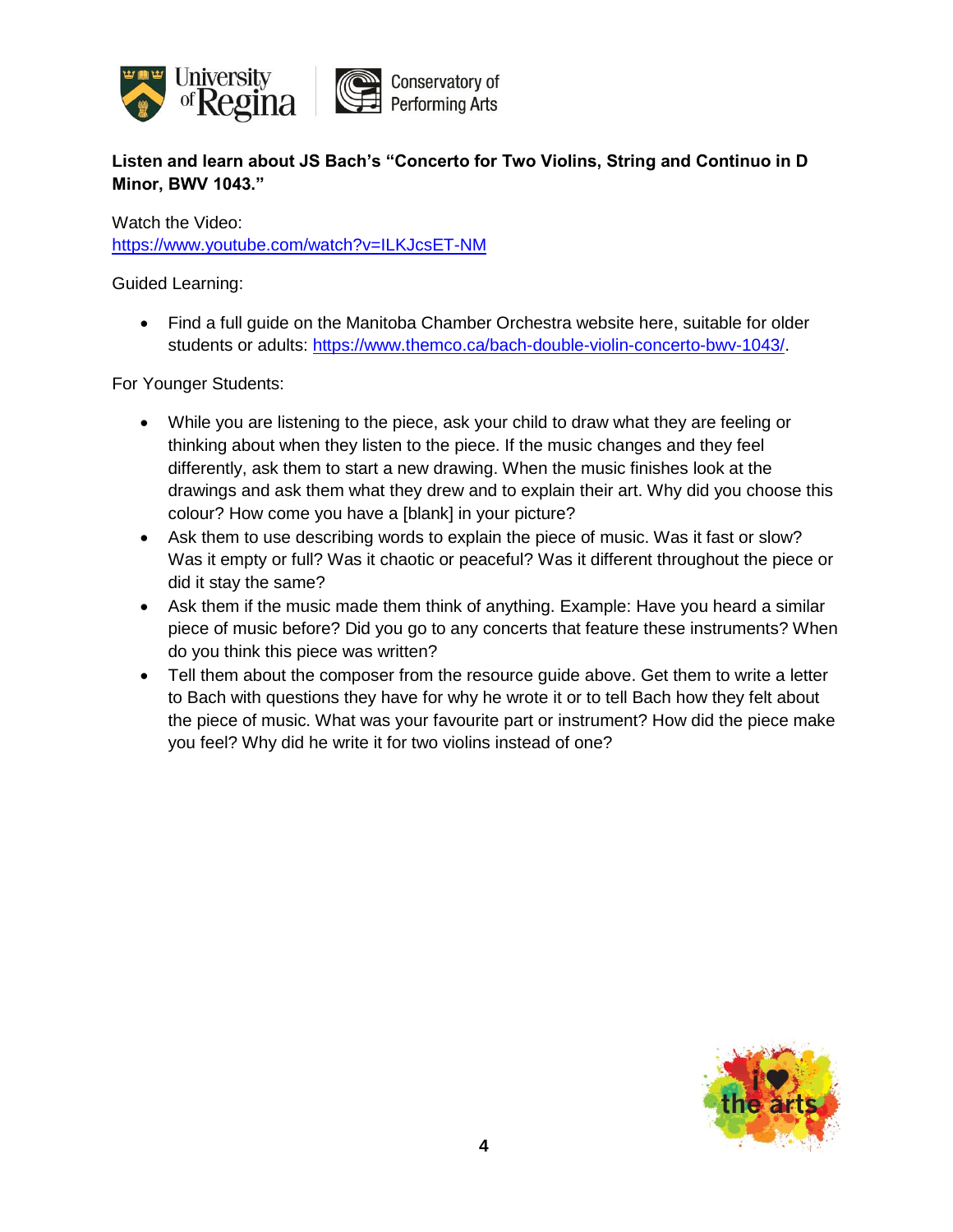**Listen and learn about JS Bach's "Concerto for Two Violins, String and Continuo in D Minor, BWV 1043."**

Watch the Video:
https://www.youtube.com/watch?v=ILKJcsET-NM

Guided Learning:

- Find a full guide on the Manitoba Chamber Orchestra website here, suitable for older students or adults: https://www.themco.ca/bach-double-violin-concerto-bwv-1043/.

For Younger Students:

- While you are listening to the piece, ask your child to draw what they are feeling or thinking about when they listen to the piece. If the music changes and they feel differently, ask them to start a new drawing. When the music finishes look at the drawings and ask them what they drew and to explain their art. Why did you choose this colour? How come you have a [blank] in your picture?
- Ask them to use describing words to explain the piece of music. Was it fast or slow? Was it empty or full? Was it chaotic or peaceful? Was it different throughout the piece or did it stay the same?
- Ask them if the music made them think of anything. Example: Have you heard a similar piece of music before? Did you go to any concerts that feature these instruments? When do you think this piece was written?
- Tell them about the composer from the resource guide above. Get them to write a letter to Bach with questions they have for why he wrote it or to tell Bach how they felt about the piece of music. What was your favourite part or instrument? How did the piece make you feel? Why did he write it for two violins instead of one?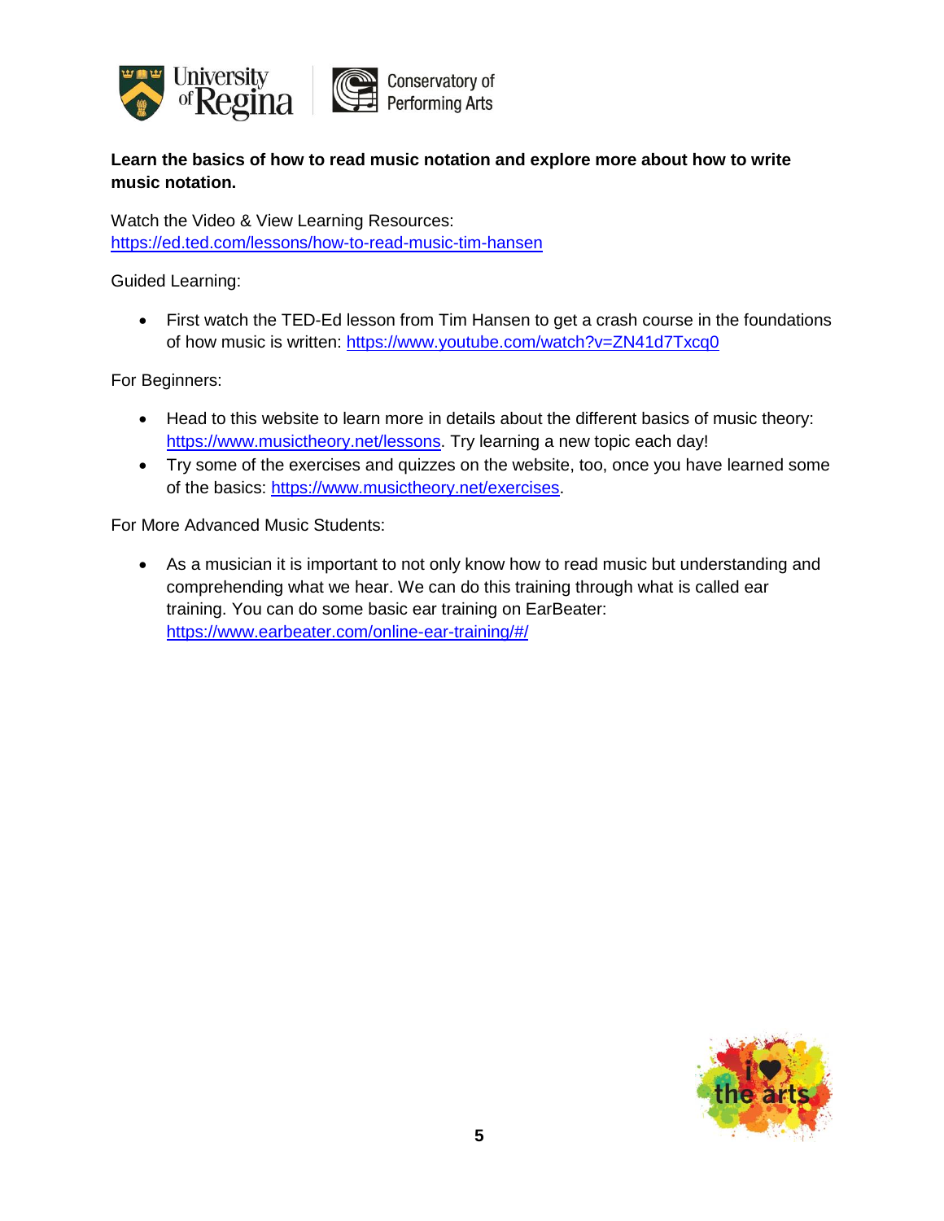**Learn the basics of how to read music notation and explore more about how to write music notation.**

Watch the Video & View Learning Resources:
https://ed.ted.com/lessons/how-to-read-music-tim-hansen

Guided Learning:

- First watch the TED-Ed lesson from Tim Hansen to get a crash course in the foundations of how music is written: https://www.youtube.com/watch?v=ZN41d7Txcq0

For Beginners:

- Head to this website to learn more in details about the different basics of music theory: https://www.musictheory.net/lessons. Try learning a new topic each day!
- Try some of the exercises and quizzes on the website, too, once you have learned some of the basics: https://www.musictheory.net/exercises.

For More Advanced Music Students:

- As a musician it is important to not only know how to read music but understanding and comprehending what we hear. We can do this training through what is called ear training. You can do some basic ear training on EarBeater: https://www.earbeater.com/online-ear-training/#/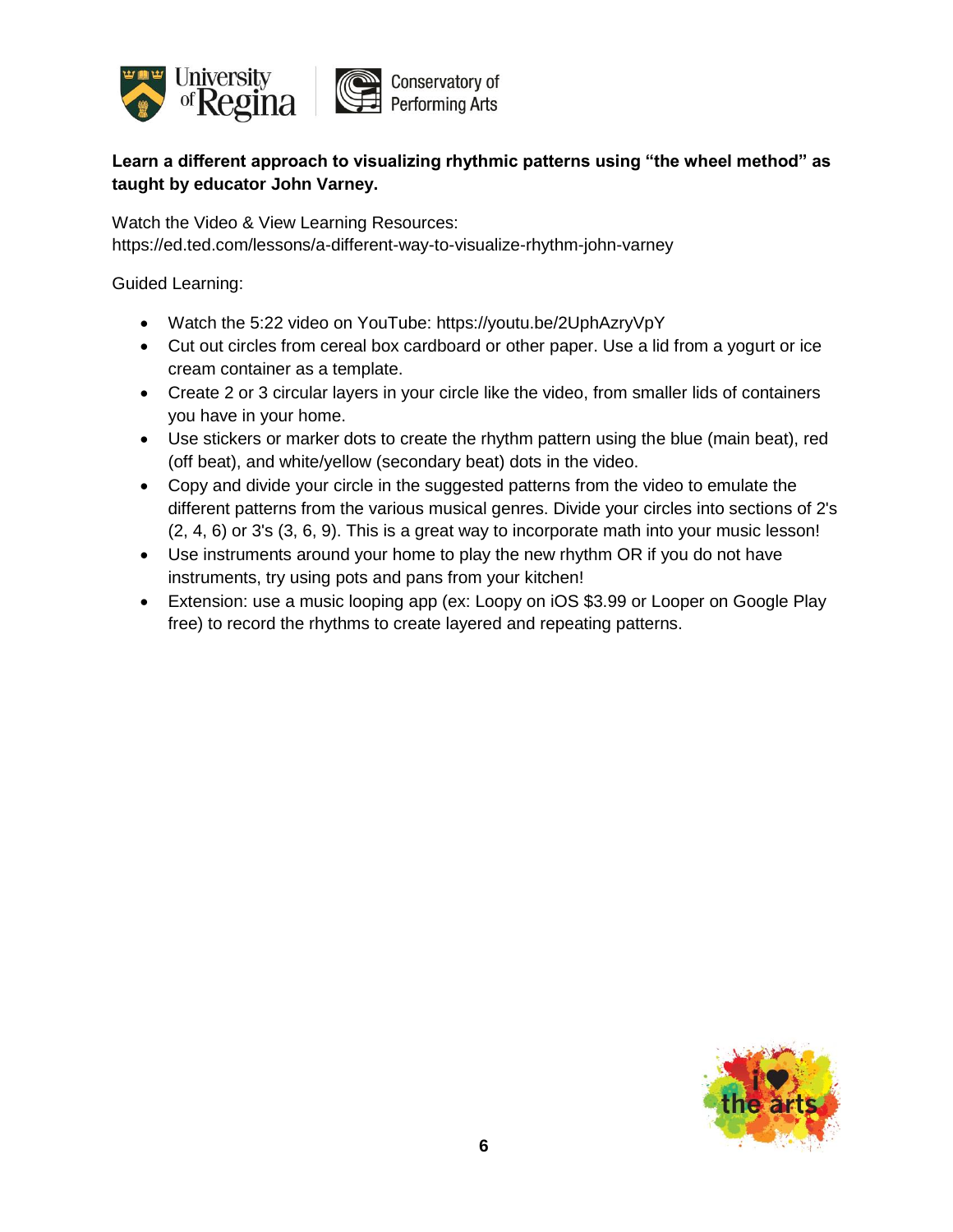**Learn a different approach to visualizing rhythmic patterns using "the wheel method" as taught by educator John Varney.**

Watch the Video & View Learning Resources:
https://ed.ted.com/lessons/a-different-way-to-visualize-rhythm-john-varney

Guided Learning:

- Watch the 5:22 video on YouTube: https://youtu.be/2UphAzryVpY
- Cut out circles from cereal box cardboard or other paper. Use a lid from a yogurt or ice cream container as a template.
- Create 2 or 3 circular layers in your circle like the video, from smaller lids of containers you have in your home.
- Use stickers or marker dots to create the rhythm pattern using the blue (main beat), red (off beat), and white/yellow (secondary beat) dots in the video.
- Copy and divide your circle in the suggested patterns from the video to emulate the different patterns from the various musical genres. Divide your circles into sections of 2's (2, 4, 6) or 3's (3, 6, 9). This is a great way to incorporate math into your music lesson!
- Use instruments around your home to play the new rhythm OR if you do not have instruments, try using pots and pans from your kitchen!
- Extension: use a music looping app (ex: Loopy on iOS $3.99 or Looper on Google Play free) to record the rhythms to create layered and repeating patterns.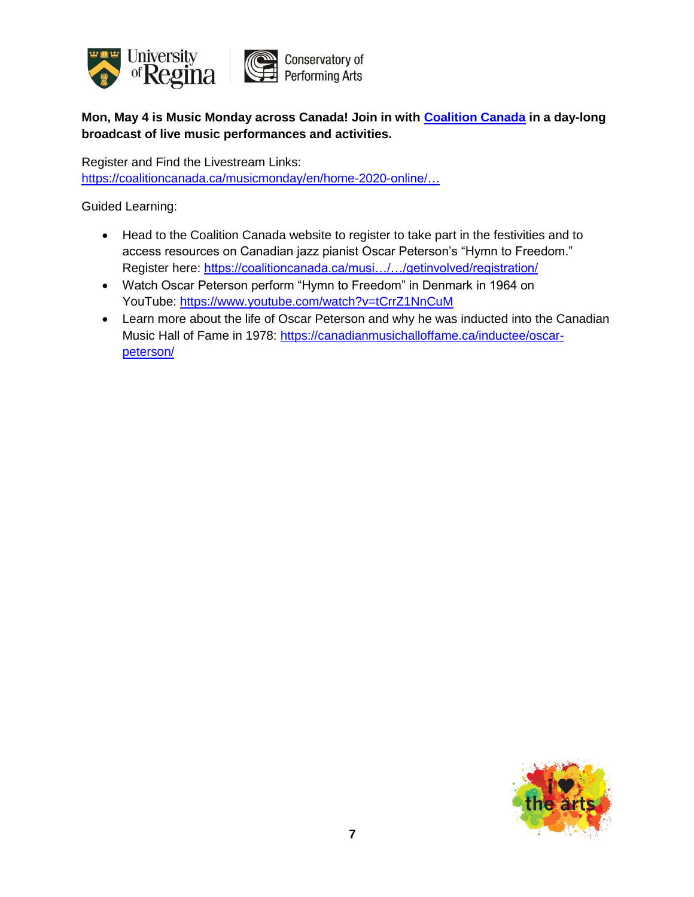**Mon, May 4 is Music Monday across Canada! Join in with [Coalition Canada](https://coalitioncanada.ca) in a day-long broadcast of live music performances and activities.**

Register and Find the Livestream Links:
https://coalitioncanada.ca/musicmonday/en/home-2020-online/…

Guided Learning:

- Head to the Coalition Canada website to register to take part in the festivities and to access resources on Canadian jazz pianist Oscar Peterson's "Hymn to Freedom." Register here: https://coalitioncanada.ca/musi…/…/getinvolved/registration/
- Watch Oscar Peterson perform "Hymn to Freedom" in Denmark in 1964 on YouTube: https://www.youtube.com/watch?v=tCrrZ1NnCuM
- Learn more about the life of Oscar Peterson and why he was inducted into the Canadian Music Hall of Fame in 1978: https://canadianmusichalloffame.ca/inductee/oscar-peterson/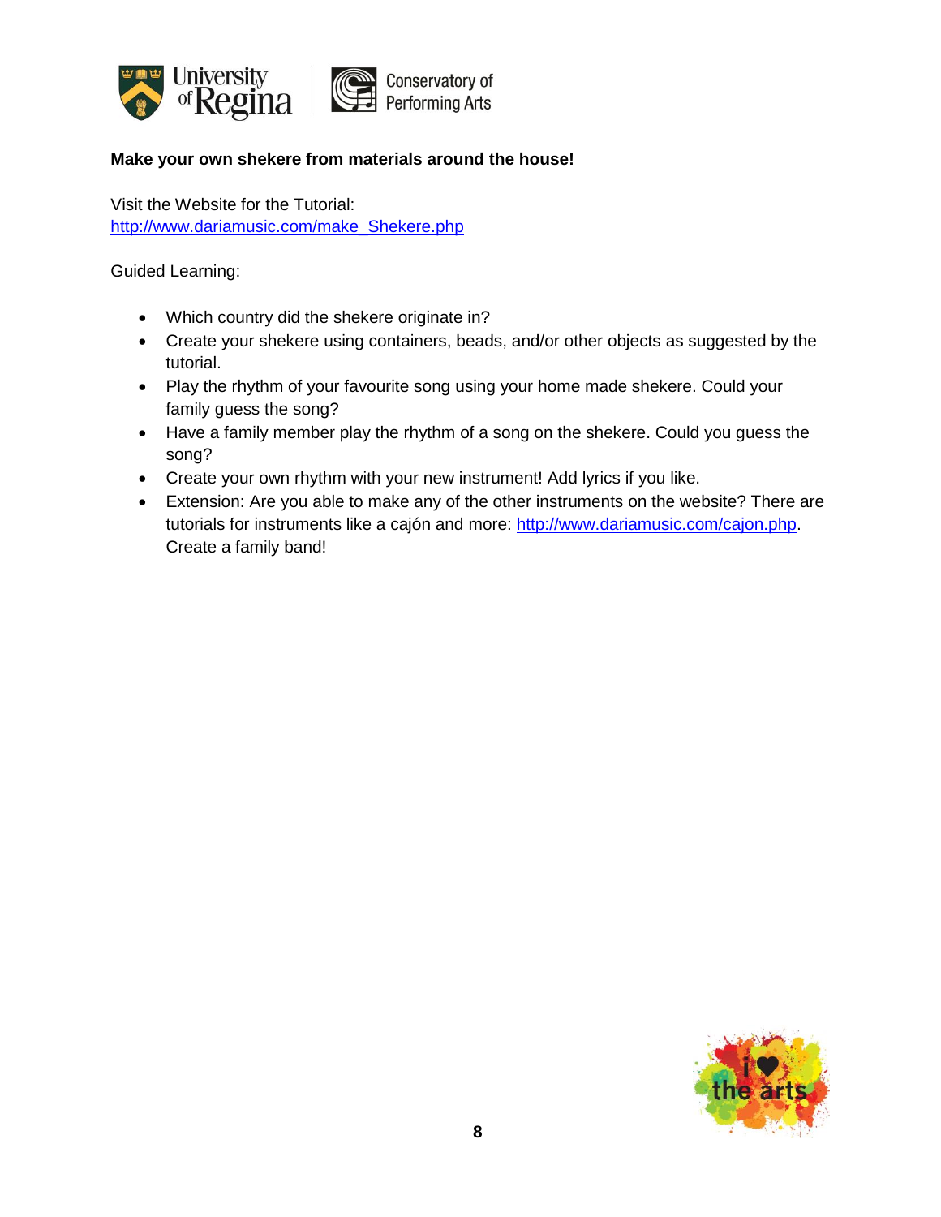**Make your own shekere from materials around the house!**

Visit the Website for the Tutorial:
[http://www.dariamusic.com/make_Shekere.php](http://www.dariamusic.com/make_Shekere.php)

Guided Learning:

- Which country did the shekere originate in?
- Create your shekere using containers, beads, and/or other objects as suggested by the tutorial.
- Play the rhythm of your favourite song using your home made shekere. Could your family guess the song?
- Have a family member play the rhythm of a song on the shekere. Could you guess the song?
- Create your own rhythm with your new instrument! Add lyrics if you like.
- Extension: Are you able to make any of the other instruments on the website? There are tutorials for instruments like a cajón and more: [http://www.dariamusic.com/cajon.php](http://www.dariamusic.com/cajon.php). Create a family band!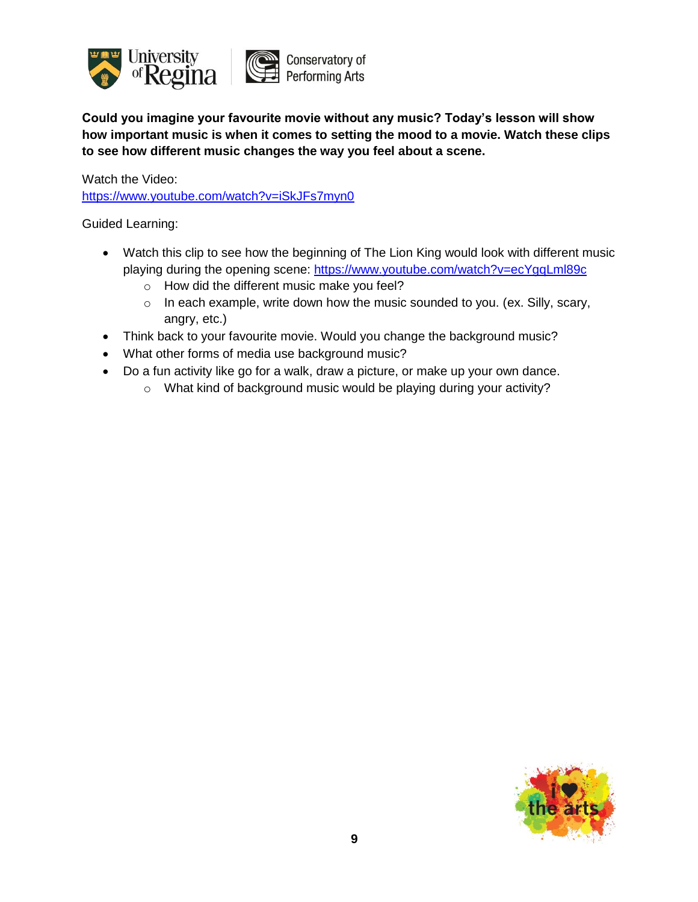**Could you imagine your favourite movie without any music? Today's lesson will show how important music is when it comes to setting the mood to a movie. Watch these clips to see how different music changes the way you feel about a scene.**

Watch the Video:
https://www.youtube.com/watch?v=iSkJFs7myn0

Guided Learning:

- Watch this clip to see how the beginning of The Lion King would look with different music playing during the opening scene: https://www.youtube.com/watch?v=ecYgqLml89c
  - How did the different music make you feel?
  - In each example, write down how the music sounded to you. (ex. Silly, scary, angry, etc.)
- Think back to your favourite movie. Would you change the background music?
- What other forms of media use background music?
- Do a fun activity like go for a walk, draw a picture, or make up your own dance.
  - What kind of background music would be playing during your activity?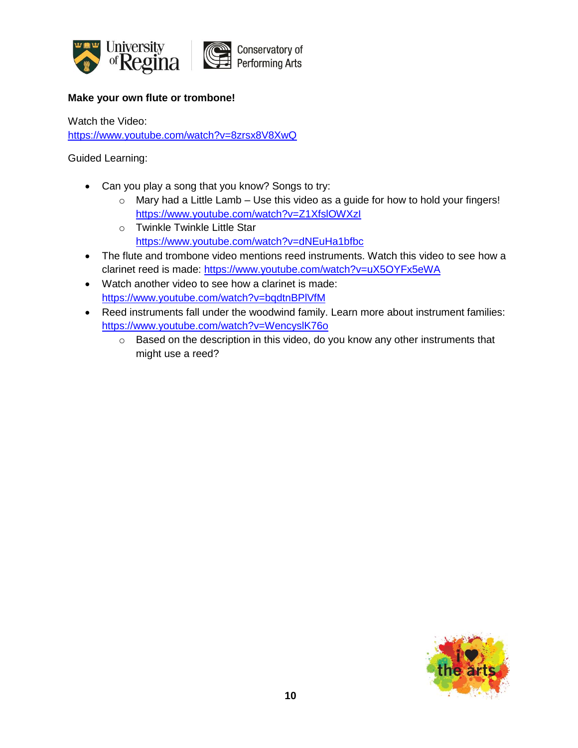**Make your own flute or trombone!**

Watch the Video:
https://www.youtube.com/watch?v=8zrsx8V8XwQ

Guided Learning:

- Can you play a song that you know? Songs to try:
  - Mary had a Little Lamb – Use this video as a guide for how to hold your fingers! https://www.youtube.com/watch?v=Z1XfslOWXzI
  - Twinkle Twinkle Little Star https://www.youtube.com/watch?v=dNEuHa1bfbc
- The flute and trombone video mentions reed instruments. Watch this video to see how a clarinet reed is made: https://www.youtube.com/watch?v=uX5OYFx5eWA
- Watch another video to see how a clarinet is made: https://www.youtube.com/watch?v=bqdtnBPlVfM
- Reed instruments fall under the woodwind family. Learn more about instrument families: https://www.youtube.com/watch?v=WencyslK76o
  - Based on the description in this video, do you know any other instruments that might use a reed?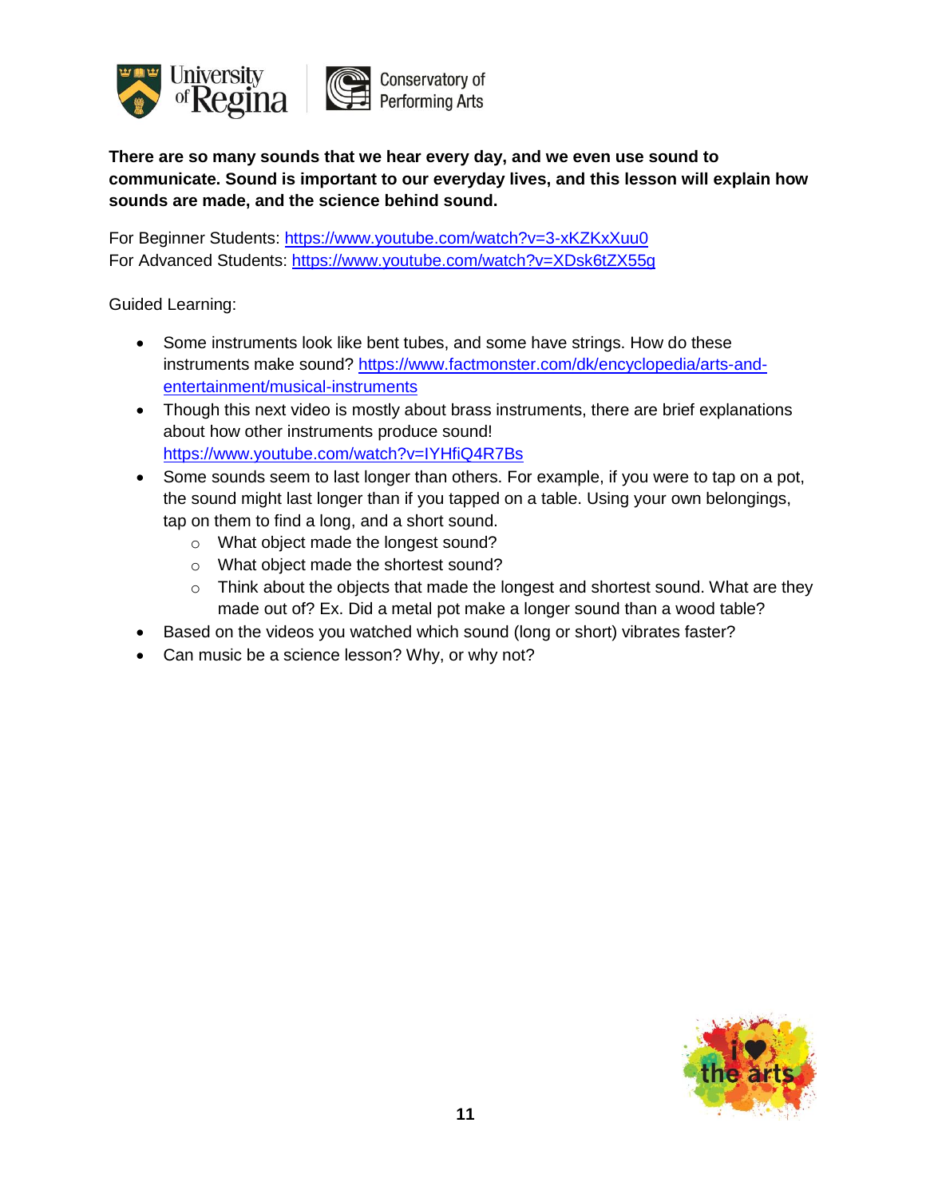**There are so many sounds that we hear every day, and we even use sound to communicate. Sound is important to our everyday lives, and this lesson will explain how sounds are made, and the science behind sound.**

For Beginner Students: https://www.youtube.com/watch?v=3-xKZKxXuu0
For Advanced Students: https://www.youtube.com/watch?v=XDsk6tZX55g

Guided Learning:

- Some instruments look like bent tubes, and some have strings. How do these instruments make sound? https://www.factmonster.com/dk/encyclopedia/arts-and-entertainment/musical-instruments
- Though this next video is mostly about brass instruments, there are brief explanations about how other instruments produce sound! https://www.youtube.com/watch?v=IYHfiQ4R7Bs
- Some sounds seem to last longer than others. For example, if you were to tap on a pot, the sound might last longer than if you tapped on a table. Using your own belongings, tap on them to find a long, and a short sound.
    - What object made the longest sound?
    - What object made the shortest sound?
    - Think about the objects that made the longest and shortest sound. What are they made out of? Ex. Did a metal pot make a longer sound than a wood table?
- Based on the videos you watched which sound (long or short) vibrates faster?
- Can music be a science lesson? Why, or why not?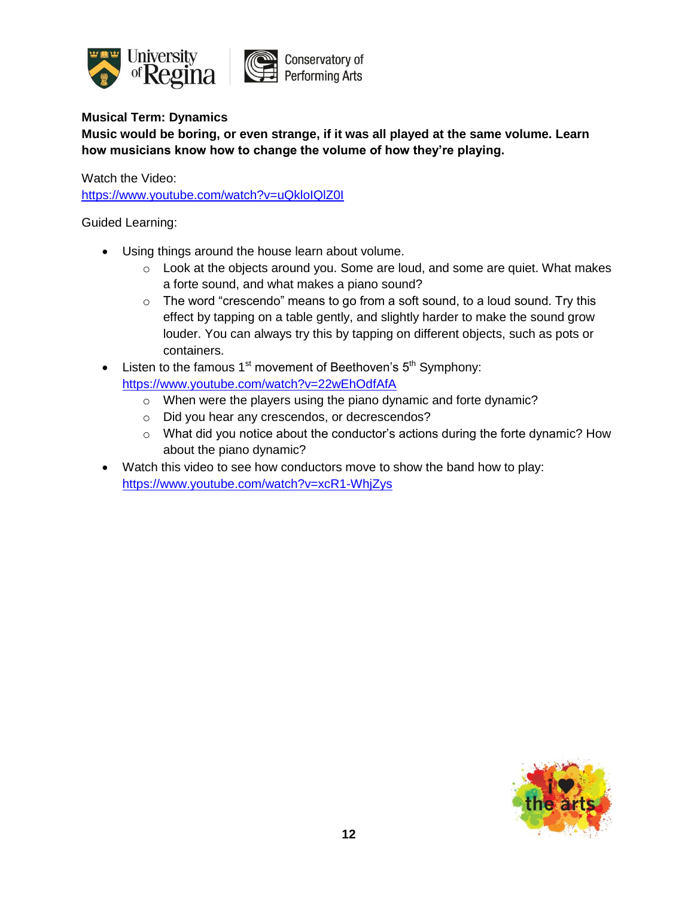**Musical Term: Dynamics**

**Music would be boring, or even strange, if it was all played at the same volume. Learn how musicians know how to change the volume of how they're playing.**

Watch the Video:
https://www.youtube.com/watch?v=uQkloIQlZ0I

Guided Learning:

- Using things around the house learn about volume.
  - Look at the objects around you. Some are loud, and some are quiet. What makes a forte sound, and what makes a piano sound?
  - The word "crescendo" means to go from a soft sound, to a loud sound. Try this effect by tapping on a table gently, and slightly harder to make the sound grow louder. You can always try this by tapping on different objects, such as pots or containers.
- Listen to the famous 1st movement of Beethoven's 5th Symphony: https://www.youtube.com/watch?v=22wEhOdfAfA
  - When were the players using the piano dynamic and forte dynamic?
  - Did you hear any crescendos, or decrescendos?
  - What did you notice about the conductor's actions during the forte dynamic? How about the piano dynamic?
- Watch this video to see how conductors move to show the band how to play: https://www.youtube.com/watch?v=xcR1-WhjZys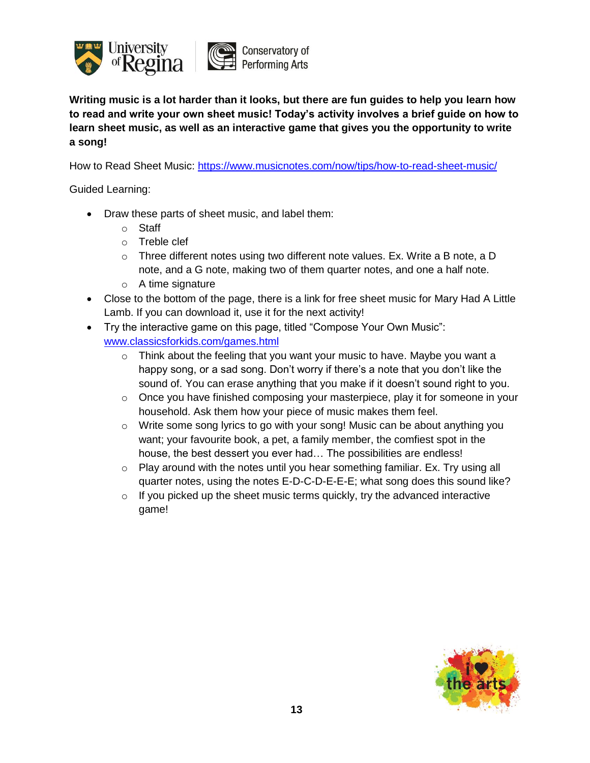**Writing music is a lot harder than it looks, but there are fun guides to help you learn how to read and write your own sheet music! Today's activity involves a brief guide on how to learn sheet music, as well as an interactive game that gives you the opportunity to write a song!**

How to Read Sheet Music: [https://www.musicnotes.com/now/tips/how-to-read-sheet-music/](https://www.musicnotes.com/now/tips/how-to-read-sheet-music/)

Guided Learning:

- Draw these parts of sheet music, and label them:
  - Staff
  - Treble clef
  - Three different notes using two different note values. Ex. Write a B note, a D note, and a G note, making two of them quarter notes, and one a half note.
  - A time signature
- Close to the bottom of the page, there is a link for free sheet music for Mary Had A Little Lamb. If you can download it, use it for the next activity!
- Try the interactive game on this page, titled "Compose Your Own Music": [www.classicsforkids.com/games.html](www.classicsforkids.com/games.html)
  - Think about the feeling that you want your music to have. Maybe you want a happy song, or a sad song. Don't worry if there's a note that you don't like the sound of. You can erase anything that you make if it doesn't sound right to you.
  - Once you have finished composing your masterpiece, play it for someone in your household. Ask them how your piece of music makes them feel.
  - Write some song lyrics to go with your song! Music can be about anything you want; your favourite book, a pet, a family member, the comfiest spot in the house, the best dessert you ever had… The possibilities are endless!
  - Play around with the notes until you hear something familiar. Ex. Try using all quarter notes, using the notes E-D-C-D-E-E-E; what song does this sound like?
  - If you picked up the sheet music terms quickly, try the advanced interactive game!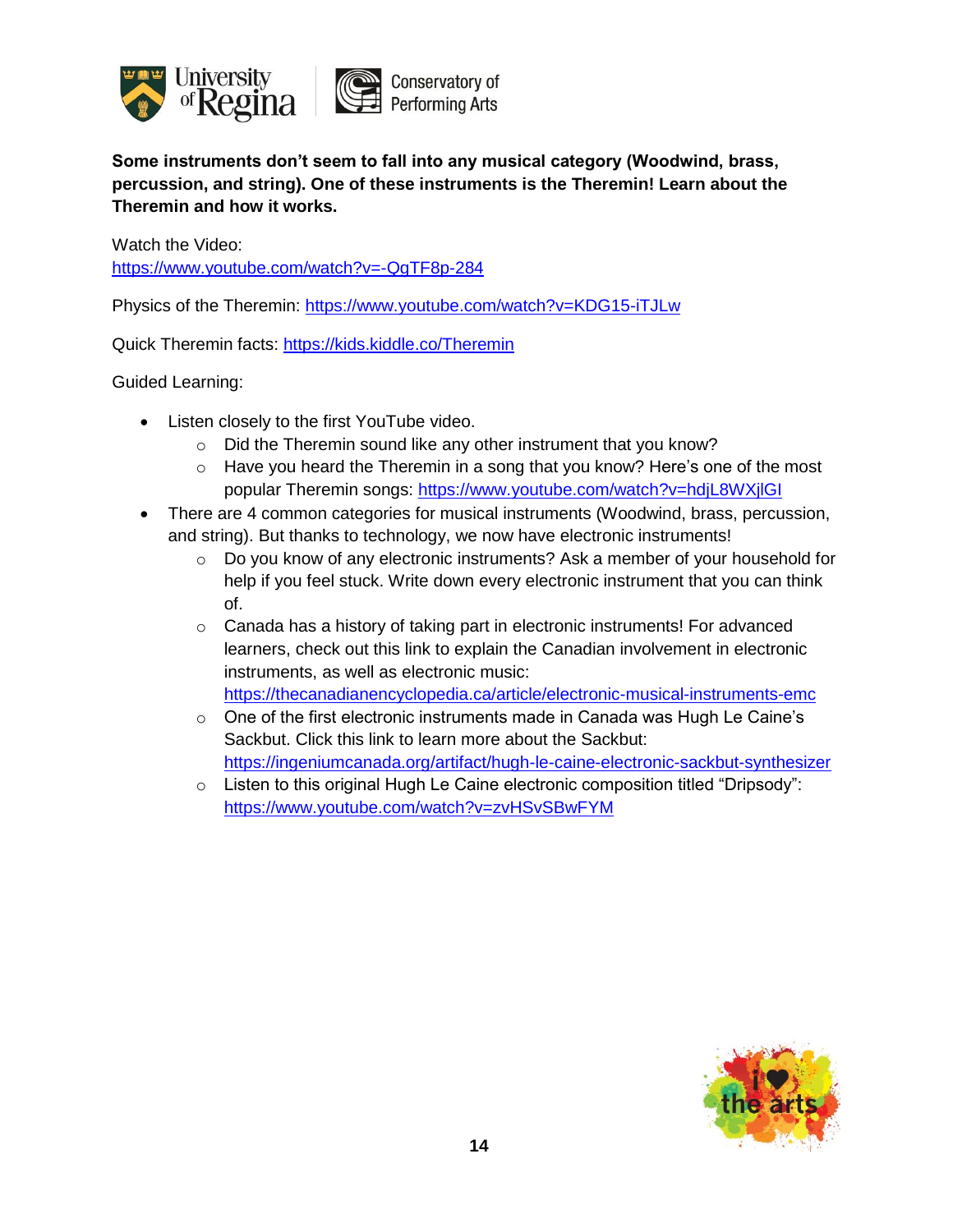**Some instruments don't seem to fall into any musical category (Woodwind, brass, percussion, and string). One of these instruments is the Theremin! Learn about the Theremin and how it works.**

Watch the Video:
https://www.youtube.com/watch?v=-QgTF8p-284

Physics of the Theremin: https://www.youtube.com/watch?v=KDG15-iTJLw

Quick Theremin facts: https://kids.kiddle.co/Theremin

Guided Learning:

- Listen closely to the first YouTube video.
  - Did the Theremin sound like any other instrument that you know?
  - Have you heard the Theremin in a song that you know? Here's one of the most popular Theremin songs: https://www.youtube.com/watch?v=hdjL8WXjlGI
- There are 4 common categories for musical instruments (Woodwind, brass, percussion, and string). But thanks to technology, we now have electronic instruments!
  - Do you know of any electronic instruments? Ask a member of your household for help if you feel stuck. Write down every electronic instrument that you can think of.
  - Canada has a history of taking part in electronic instruments! For advanced learners, check out this link to explain the Canadian involvement in electronic instruments, as well as electronic music: https://thecanadianencyclopedia.ca/article/electronic-musical-instruments-emc
  - One of the first electronic instruments made in Canada was Hugh Le Caine's Sackbut. Click this link to learn more about the Sackbut: https://ingeniumcanada.org/artifact/hugh-le-caine-electronic-sackbut-synthesizer
  - Listen to this original Hugh Le Caine electronic composition titled "Dripsody": https://www.youtube.com/watch?v=zvHSvSBwFYM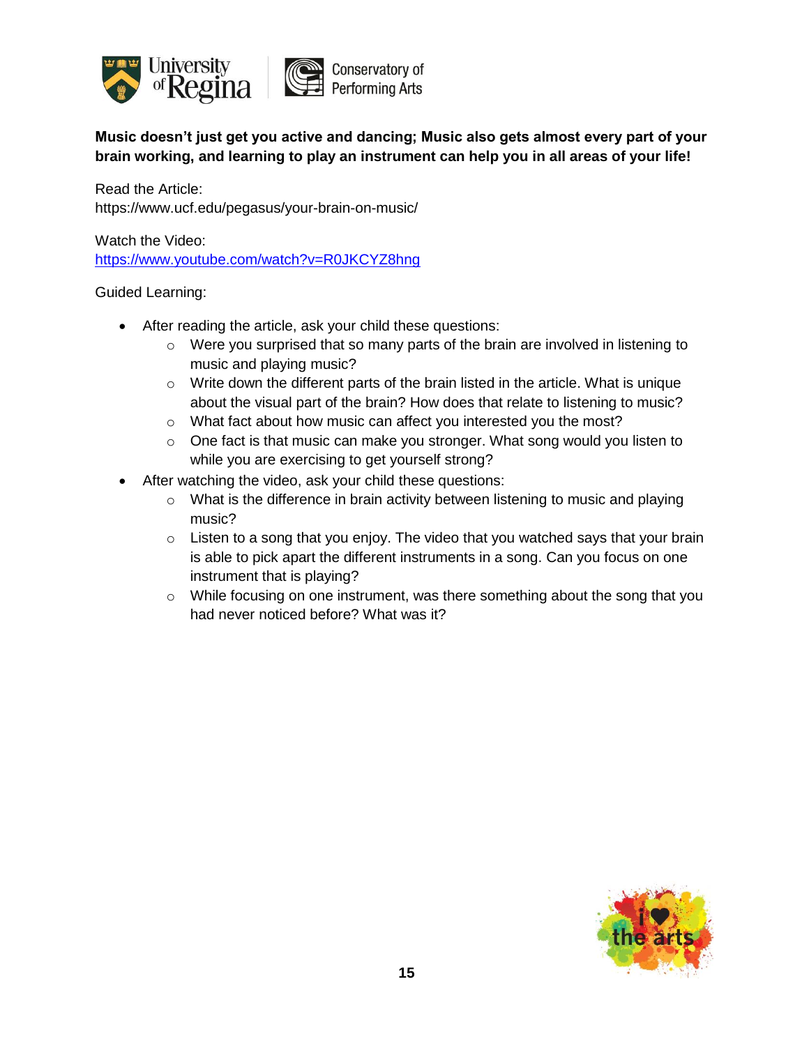**Music doesn't just get you active and dancing; Music also gets almost every part of your brain working, and learning to play an instrument can help you in all areas of your life!**

Read the Article:
https://www.ucf.edu/pegasus/your-brain-on-music/

Watch the Video:
[https://www.youtube.com/watch?v=R0JKCYZ8hng](https://www.youtube.com/watch?v=R0JKCYZ8hng)

Guided Learning:

- After reading the article, ask your child these questions:
  - Were you surprised that so many parts of the brain are involved in listening to music and playing music?
  - Write down the different parts of the brain listed in the article. What is unique about the visual part of the brain? How does that relate to listening to music?
  - What fact about how music can affect you interested you the most?
  - One fact is that music can make you stronger. What song would you listen to while you are exercising to get yourself strong?
- After watching the video, ask your child these questions:
  - What is the difference in brain activity between listening to music and playing music?
  - Listen to a song that you enjoy. The video that you watched says that your brain is able to pick apart the different instruments in a song. Can you focus on one instrument that is playing?
  - While focusing on one instrument, was there something about the song that you had never noticed before? What was it?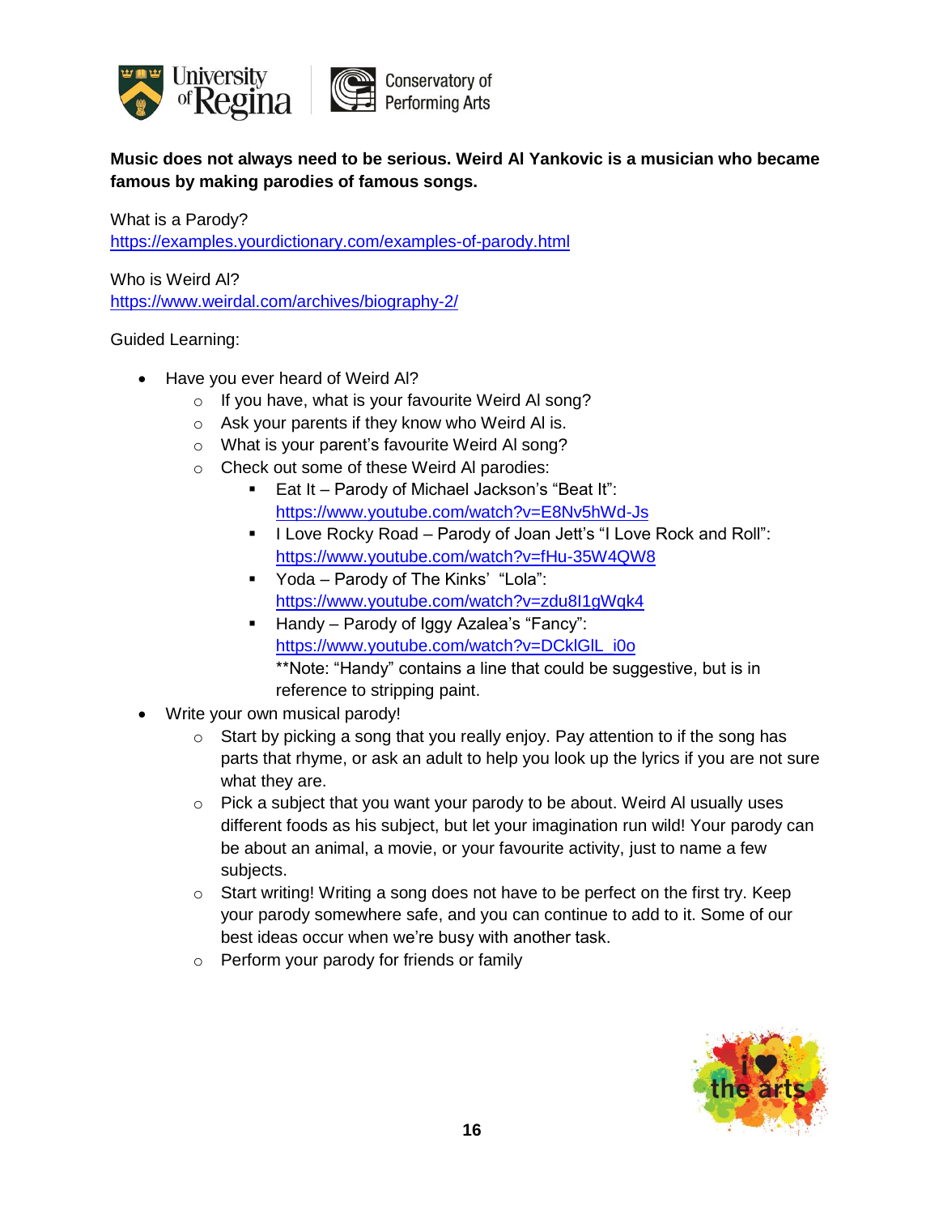**Music does not always need to be serious. Weird Al Yankovic is a musician who became famous by making parodies of famous songs.**

What is a Parody?
https://examples.yourdictionary.com/examples-of-parody.html

Who is Weird Al?
https://www.weirdal.com/archives/biography-2/

Guided Learning:

- Have you ever heard of Weird Al?
  - If you have, what is your favourite Weird Al song?
  - Ask your parents if they know who Weird Al is.
  - What is your parent's favourite Weird Al song?
  - Check out some of these Weird Al parodies:
    - Eat It – Parody of Michael Jackson's "Beat It": https://www.youtube.com/watch?v=E8Nv5hWd-Js
    - I Love Rocky Road – Parody of Joan Jett's "I Love Rock and Roll": https://www.youtube.com/watch?v=fHu-35W4QW8
    - Yoda – Parody of The Kinks' "Lola": https://www.youtube.com/watch?v=zdu8I1gWqk4
    - Handy – Parody of Iggy Azalea's "Fancy": https://www.youtube.com/watch?v=DCklGlL_i0o
      **Note: "Handy" contains a line that could be suggestive, but is in reference to stripping paint.
- Write your own musical parody!
  - Start by picking a song that you really enjoy. Pay attention to if the song has parts that rhyme, or ask an adult to help you look up the lyrics if you are not sure what they are.
  - Pick a subject that you want your parody to be about. Weird Al usually uses different foods as his subject, but let your imagination run wild! Your parody can be about an animal, a movie, or your favourite activity, just to name a few subjects.
  - Start writing! Writing a song does not have to be perfect on the first try. Keep your parody somewhere safe, and you can continue to add to it. Some of our best ideas occur when we're busy with another task.
  - Perform your parody for friends or family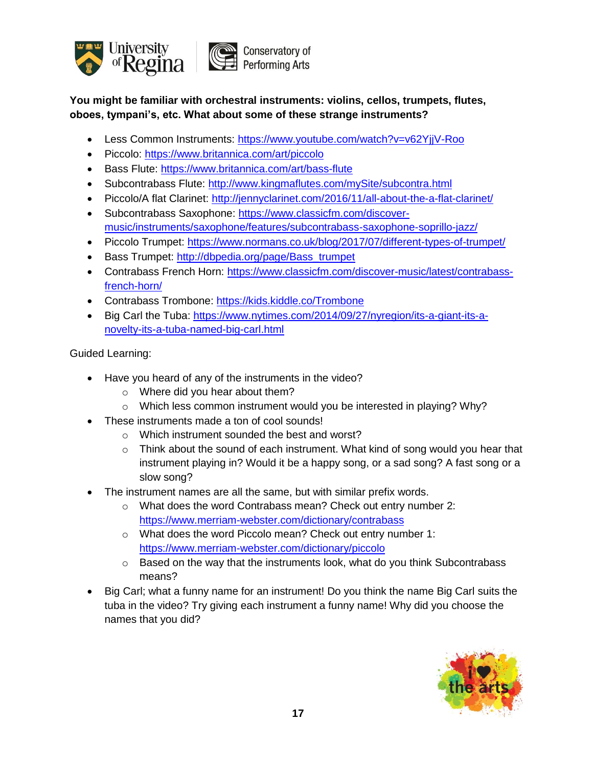**You might be familiar with orchestral instruments: violins, cellos, trumpets, flutes, oboes, tympani's, etc. What about some of these strange instruments?**

- Less Common Instruments: https://www.youtube.com/watch?v=v62YjjV-Roo
- Piccolo: https://www.britannica.com/art/piccolo
- Bass Flute: https://www.britannica.com/art/bass-flute
- Subcontrabass Flute: http://www.kingmaflutes.com/mySite/subcontra.html
- Piccolo/A flat Clarinet: http://jennyclarinet.com/2016/11/all-about-the-a-flat-clarinet/
- Subcontrabass Saxophone: https://www.classicfm.com/discover-music/instruments/saxophone/features/subcontrabass-saxophone-soprillo-jazz/
- Piccolo Trumpet: https://www.normans.co.uk/blog/2017/07/different-types-of-trumpet/
- Bass Trumpet: http://dbpedia.org/page/Bass_trumpet
- Contrabass French Horn: https://www.classicfm.com/discover-music/latest/contrabass-french-horn/
- Contrabass Trombone: https://kids.kiddle.co/Trombone
- Big Carl the Tuba: https://www.nytimes.com/2014/09/27/nyregion/its-a-giant-its-a-novelty-its-a-tuba-named-big-carl.html

Guided Learning:

- Have you heard of any of the instruments in the video?
  - Where did you hear about them?
  - Which less common instrument would you be interested in playing? Why?
- These instruments made a ton of cool sounds!
  - Which instrument sounded the best and worst?
  - Think about the sound of each instrument. What kind of song would you hear that instrument playing in? Would it be a happy song, or a sad song? A fast song or a slow song?
- The instrument names are all the same, but with similar prefix words.
  - What does the word Contrabass mean? Check out entry number 2: https://www.merriam-webster.com/dictionary/contrabass
  - What does the word Piccolo mean? Check out entry number 1: https://www.merriam-webster.com/dictionary/piccolo
  - Based on the way that the instruments look, what do you think Subcontrabass means?
- Big Carl; what a funny name for an instrument! Do you think the name Big Carl suits the tuba in the video? Try giving each instrument a funny name! Why did you choose the names that you did?